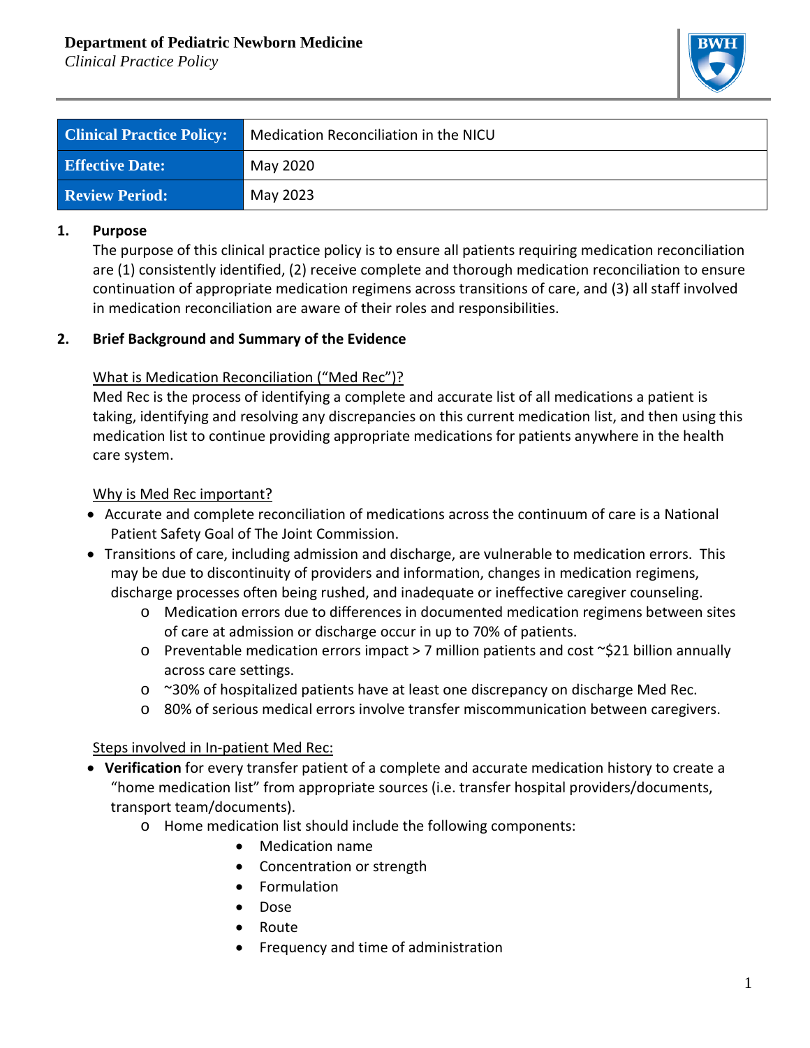**Department of Pediatric Newborn Medicine**
*Clinical Practice Policy*

| Clinical Practice Policy: | Medication Reconciliation in the NICU |
|---|---|
| Effective Date: | May 2020 |
| Review Period: | May 2023 |

## 1. Purpose

The purpose of this clinical practice policy is to ensure all patients requiring medication reconciliation are (1) consistently identified, (2) receive complete and thorough medication reconciliation to ensure continuation of appropriate medication regimens across transitions of care, and (3) all staff involved in medication reconciliation are aware of their roles and responsibilities.

## 2. Brief Background and Summary of the Evidence

### What is Medication Reconciliation ("Med Rec")?

Med Rec is the process of identifying a complete and accurate list of all medications a patient is taking, identifying and resolving any discrepancies on this current medication list, and then using this medication list to continue providing appropriate medications for patients anywhere in the health care system.

### Why is Med Rec important?

- Accurate and complete reconciliation of medications across the continuum of care is a National Patient Safety Goal of The Joint Commission.
- Transitions of care, including admission and discharge, are vulnerable to medication errors. This may be due to discontinuity of providers and information, changes in medication regimens, discharge processes often being rushed, and inadequate or ineffective caregiver counseling.
  - Medication errors due to differences in documented medication regimens between sites of care at admission or discharge occur in up to 70% of patients.
  - Preventable medication errors impact > 7 million patients and cost ~$21 billion annually across care settings.
  - ~30% of hospitalized patients have at least one discrepancy on discharge Med Rec.
  - 80% of serious medical errors involve transfer miscommunication between caregivers.

### Steps involved in In-patient Med Rec:

- **Verification** for every transfer patient of a complete and accurate medication history to create a "home medication list" from appropriate sources (i.e. transfer hospital providers/documents, transport team/documents).
  - Home medication list should include the following components:
    - Medication name
    - Concentration or strength
    - Formulation
    - Dose
    - Route
    - Frequency and time of administration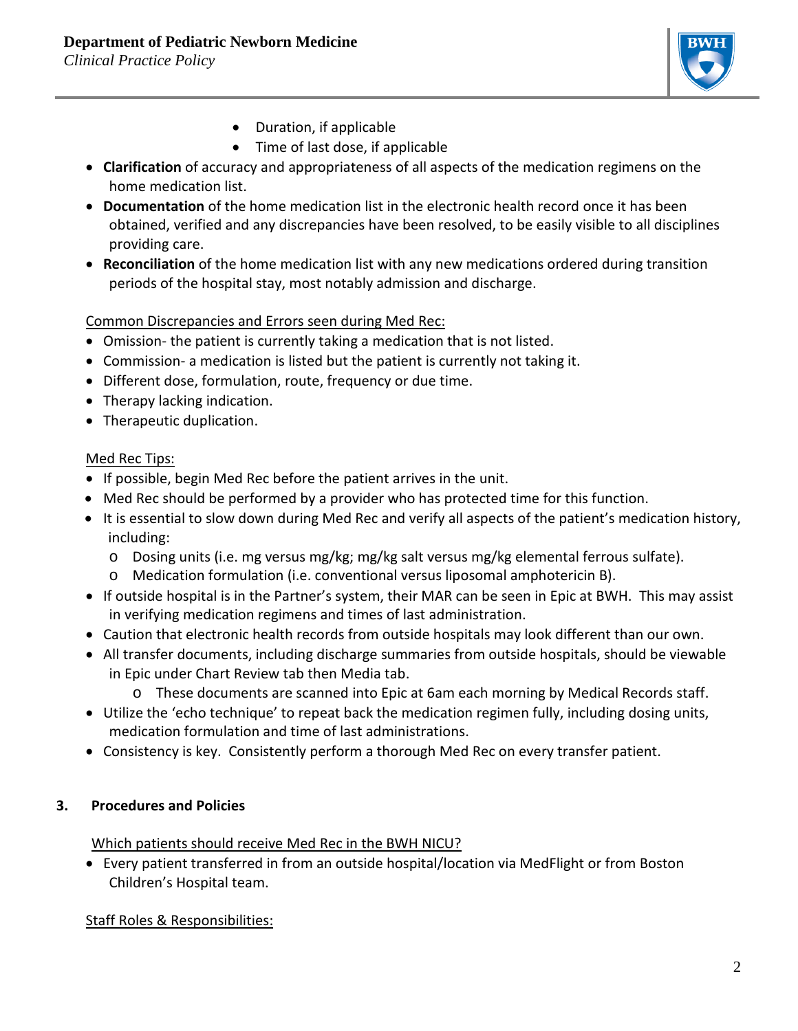- Duration, if applicable
  - Time of last dose, if applicable
- **Clarification** of accuracy and appropriateness of all aspects of the medication regimens on the home medication list.
- **Documentation** of the home medication list in the electronic health record once it has been obtained, verified and any discrepancies have been resolved, to be easily visible to all disciplines providing care.
- **Reconciliation** of the home medication list with any new medications ordered during transition periods of the hospital stay, most notably admission and discharge.

<u>Common Discrepancies and Errors seen during Med Rec:</u>

- Omission- the patient is currently taking a medication that is not listed.
- Commission- a medication is listed but the patient is currently not taking it.
- Different dose, formulation, route, frequency or due time.
- Therapy lacking indication.
- Therapeutic duplication.

<u>Med Rec Tips:</u>

- If possible, begin Med Rec before the patient arrives in the unit.
- Med Rec should be performed by a provider who has protected time for this function.
- It is essential to slow down during Med Rec and verify all aspects of the patient's medication history, including:
  - Dosing units (i.e. mg versus mg/kg; mg/kg salt versus mg/kg elemental ferrous sulfate).
  - Medication formulation (i.e. conventional versus liposomal amphotericin B).
- If outside hospital is in the Partner's system, their MAR can be seen in Epic at BWH. This may assist in verifying medication regimens and times of last administration.
- Caution that electronic health records from outside hospitals may look different than our own.
- All transfer documents, including discharge summaries from outside hospitals, should be viewable in Epic under Chart Review tab then Media tab.
  - These documents are scanned into Epic at 6am each morning by Medical Records staff.
- Utilize the 'echo technique' to repeat back the medication regimen fully, including dosing units, medication formulation and time of last administrations.
- Consistency is key. Consistently perform a thorough Med Rec on every transfer patient.

## 3. Procedures and Policies

<u>Which patients should receive Med Rec in the BWH NICU?</u>

- Every patient transferred in from an outside hospital/location via MedFlight or from Boston Children's Hospital team.

<u>Staff Roles & Responsibilities:</u>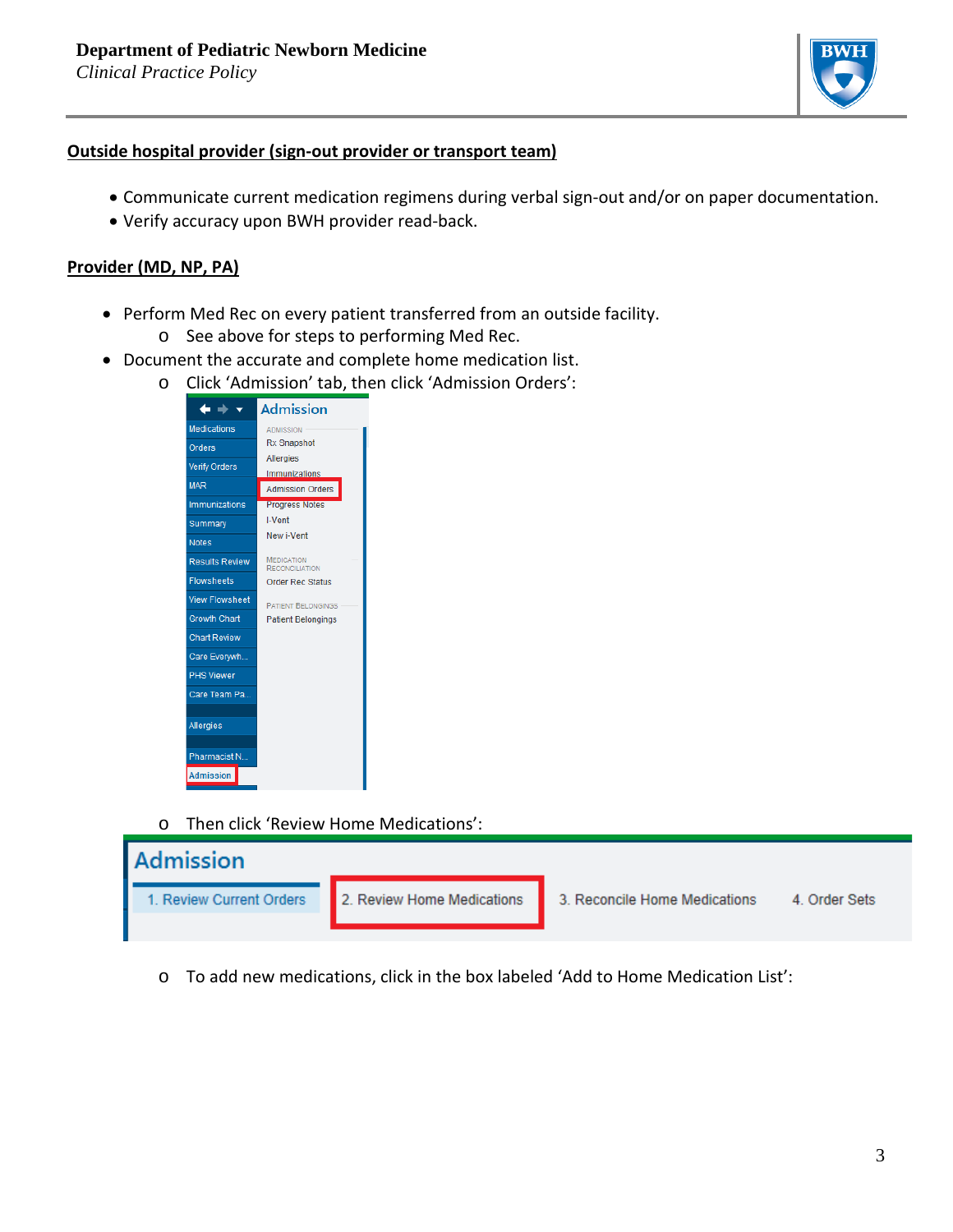## Outside hospital provider (sign-out provider or transport team)

- Communicate current medication regimens during verbal sign-out and/or on paper documentation.
- Verify accuracy upon BWH provider read-back.

## Provider (MD, NP, PA)

- Perform Med Rec on every patient transferred from an outside facility.
  - See above for steps to performing Med Rec.
- Document the accurate and complete home medication list.
  - Click 'Admission' tab, then click 'Admission Orders':
  - Then click 'Review Home Medications':
  - To add new medications, click in the box labeled 'Add to Home Medication List':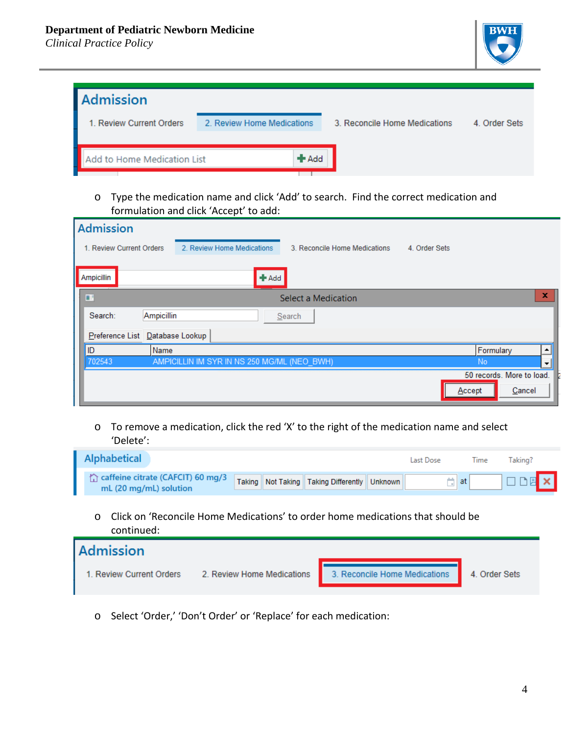- Type the medication name and click 'Add' to search. Find the correct medication and formulation and click 'Accept' to add:

- To remove a medication, click the red 'X' to the right of the medication name and select 'Delete':

- Click on 'Reconcile Home Medications' to order home medications that should be continued:

- Select 'Order,' 'Don't Order' or 'Replace' for each medication: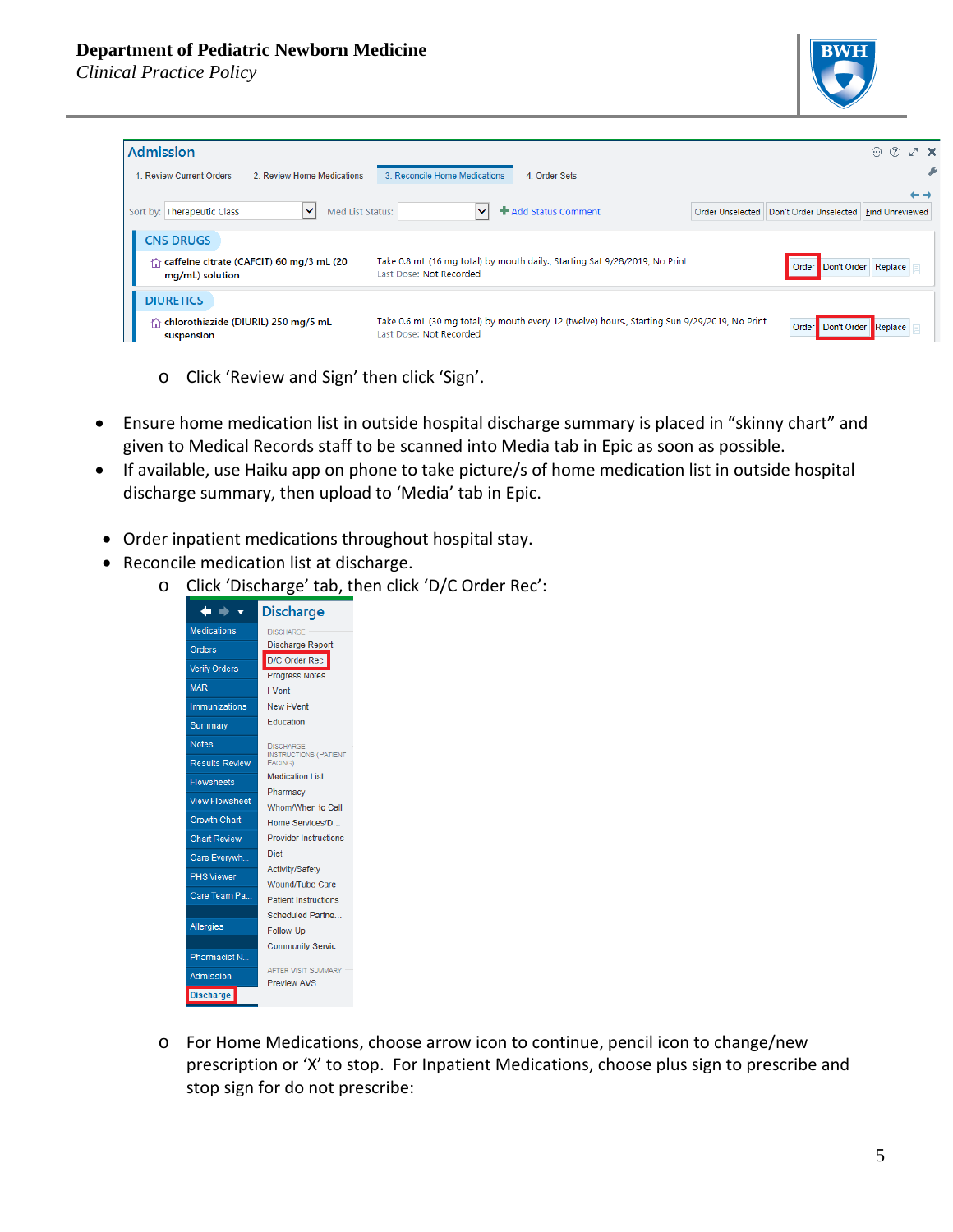- Click 'Review and Sign' then click 'Sign'.

- Ensure home medication list in outside hospital discharge summary is placed in "skinny chart" and given to Medical Records staff to be scanned into Media tab in Epic as soon as possible.
- If available, use Haiku app on phone to take picture/s of home medication list in outside hospital discharge summary, then upload to 'Media' tab in Epic.

- Order inpatient medications throughout hospital stay.
- Reconcile medication list at discharge.
  - Click 'Discharge' tab, then click 'D/C Order Rec':
  - For Home Medications, choose arrow icon to continue, pencil icon to change/new prescription or 'X' to stop. For Inpatient Medications, choose plus sign to prescribe and stop sign for do not prescribe: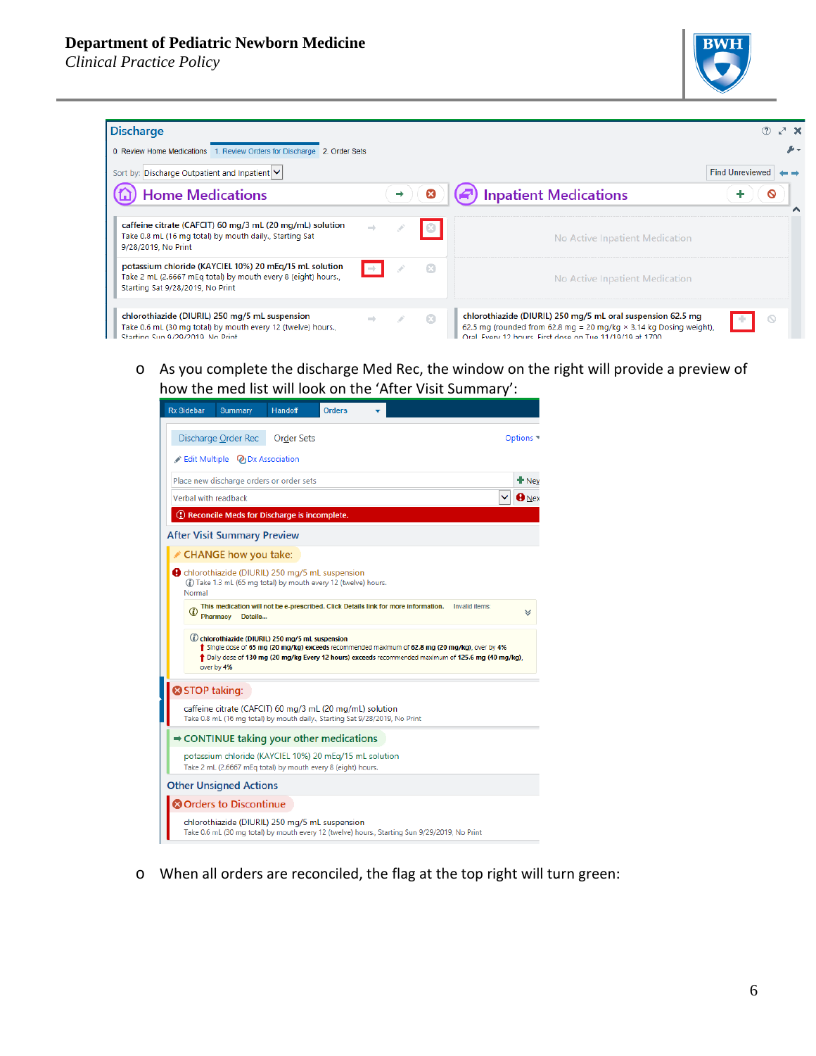- As you complete the discharge Med Rec, the window on the right will provide a preview of how the med list will look on the 'After Visit Summary':

- When all orders are reconciled, the flag at the top right will turn green: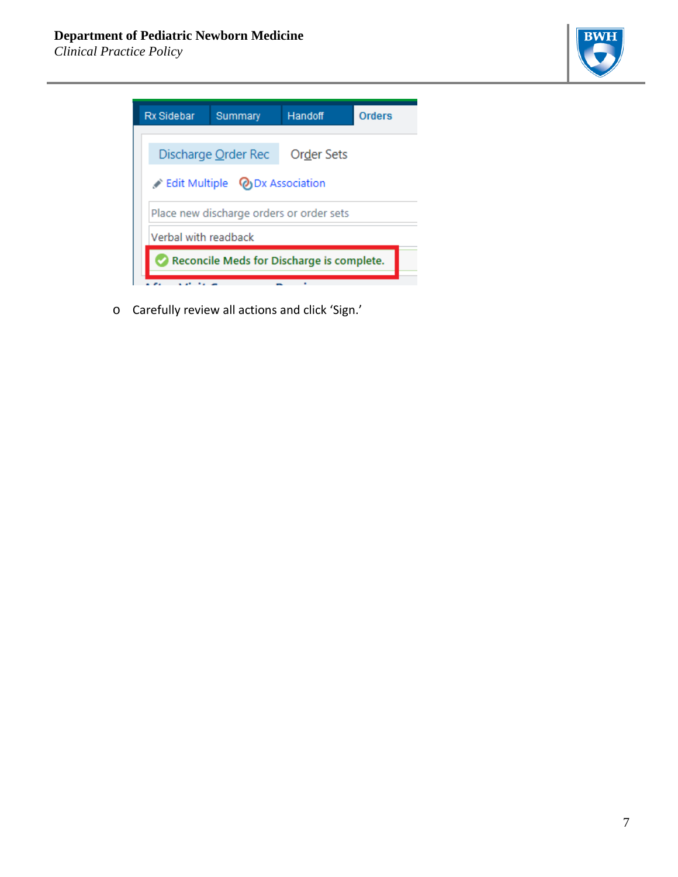- Carefully review all actions and click 'Sign.'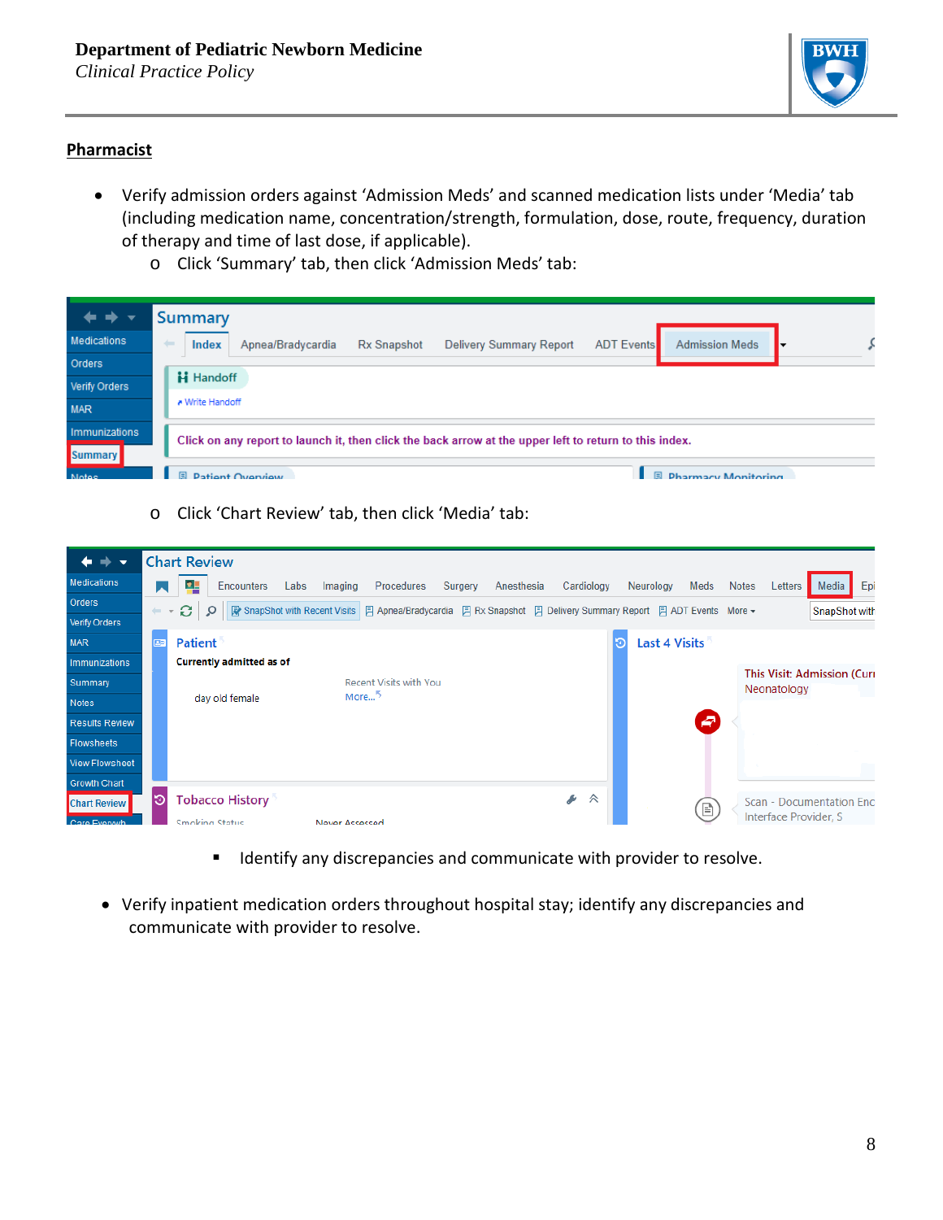## Pharmacist

- Verify admission orders against 'Admission Meds' and scanned medication lists under 'Media' tab (including medication name, concentration/strength, formulation, dose, route, frequency, duration of therapy and time of last dose, if applicable).
  - Click 'Summary' tab, then click 'Admission Meds' tab:
  - Click 'Chart Review' tab, then click 'Media' tab:
    - Identify any discrepancies and communicate with provider to resolve.
- Verify inpatient medication orders throughout hospital stay; identify any discrepancies and communicate with provider to resolve.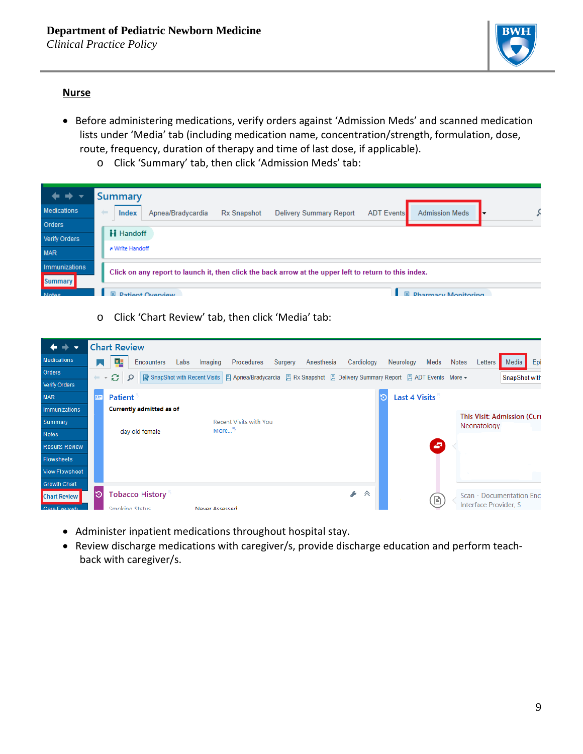**Nurse**

- Before administering medications, verify orders against 'Admission Meds' and scanned medication lists under 'Media' tab (including medication name, concentration/strength, formulation, dose, route, frequency, duration of therapy and time of last dose, if applicable).
  - Click 'Summary' tab, then click 'Admission Meds' tab:
  - Click 'Chart Review' tab, then click 'Media' tab:
- Administer inpatient medications throughout hospital stay.
- Review discharge medications with caregiver/s, provide discharge education and perform teach-back with caregiver/s.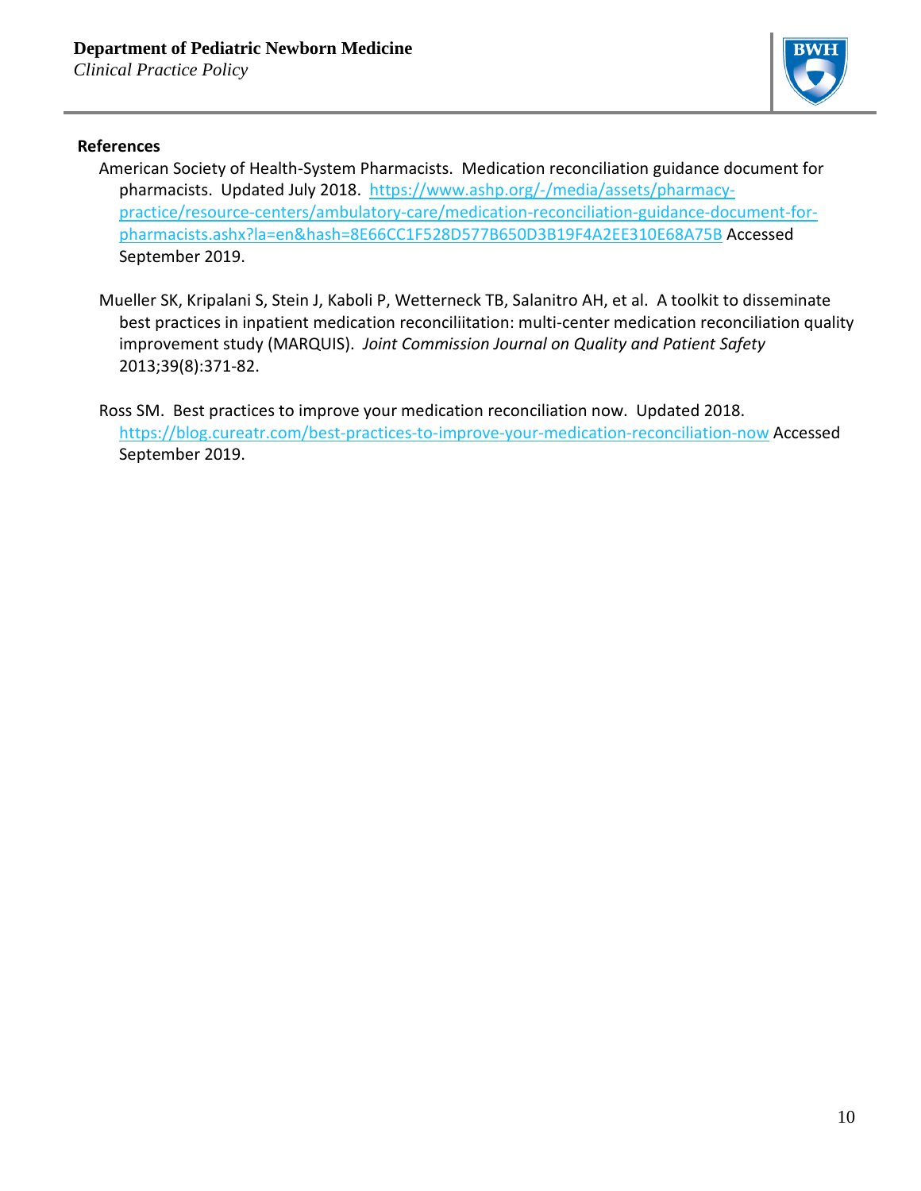## References

American Society of Health-System Pharmacists. Medication reconciliation guidance document for pharmacists. Updated July 2018. https://www.ashp.org/-/media/assets/pharmacy-practice/resource-centers/ambulatory-care/medication-reconciliation-guidance-document-for-pharmacists.ashx?la=en&hash=8E66CC1F528D577B650D3B19F4A2EE310E68A75B Accessed September 2019.

Mueller SK, Kripalani S, Stein J, Kaboli P, Wetterneck TB, Salanitro AH, et al. A toolkit to disseminate best practices in inpatient medication reconciliitation: multi-center medication reconciliation quality improvement study (MARQUIS). *Joint Commission Journal on Quality and Patient Safety* 2013;39(8):371-82.

Ross SM. Best practices to improve your medication reconciliation now. Updated 2018. https://blog.cureatr.com/best-practices-to-improve-your-medication-reconciliation-now Accessed September 2019.